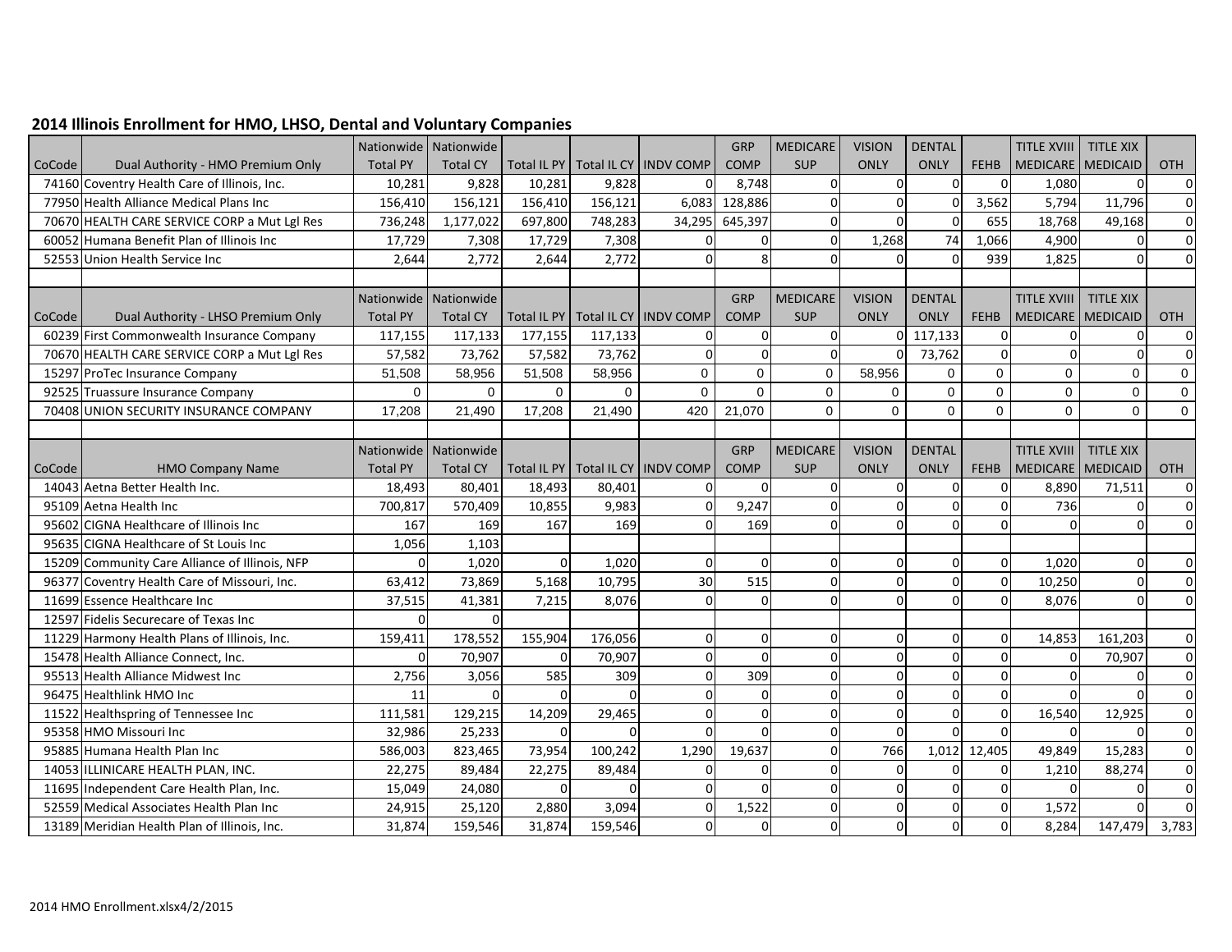## 2014 Illinois Enrollment for HMO, LHSO, Dental and Voluntary Companies

| CoCode | Dual Authority - HMO Premium Only | Nationwide Total PY | Nationwide Total CY | Total IL PY | Total IL CY | INDV COMP | GRP COMP | MEDICARE SUP | VISION ONLY | DENTAL ONLY | FEHB | TITLE XVIII MEDICARE | TITLE XIX MEDICAID | OTH |
|---|---|---|---|---|---|---|---|---|---|---|---|---|---|---|
| 74160 | Coventry Health Care of Illinois, Inc. | 10,281 | 9,828 | 10,281 | 9,828 | 0 | 8,748 | 0 | 0 | 0 | 0 | 1,080 | 0 | 0 |
| 77950 | Health Alliance Medical Plans Inc | 156,410 | 156,121 | 156,410 | 156,121 | 6,083 | 128,886 | 0 | 0 | 0 | 3,562 | 5,794 | 11,796 | 0 |
| 70670 | HEALTH CARE SERVICE CORP a Mut Lgl Res | 736,248 | 1,177,022 | 697,800 | 748,283 | 34,295 | 645,397 | 0 | 0 | 0 | 655 | 18,768 | 49,168 | 0 |
| 60052 | Humana Benefit Plan of Illinois Inc | 17,729 | 7,308 | 17,729 | 7,308 | 0 | 0 | 0 | 1,268 | 74 | 1,066 | 4,900 | 0 | 0 |
| 52553 | Union Health Service Inc | 2,644 | 2,772 | 2,644 | 2,772 | 0 | 8 | 0 | 0 | 0 | 939 | 1,825 | 0 | 0 |
| | | | | | | | | | | | | | | |
| CoCode | Dual Authority - LHSO Premium Only | Nationwide Total PY | Nationwide Total CY | Total IL PY | Total IL CY | INDV COMP | GRP COMP | MEDICARE SUP | VISION ONLY | DENTAL ONLY | FEHB | TITLE XVIII MEDICARE | TITLE XIX MEDICAID | OTH |
| 60239 | First Commonwealth Insurance Company | 117,155 | 117,133 | 177,155 | 117,133 | 0 | 0 | 0 | 0 | 117,133 | 0 | 0 | 0 | 0 |
| 70670 | HEALTH CARE SERVICE CORP a Mut Lgl Res | 57,582 | 73,762 | 57,582 | 73,762 | 0 | 0 | 0 | 0 | 73,762 | 0 | 0 | 0 | 0 |
| 15297 | ProTec Insurance Company | 51,508 | 58,956 | 51,508 | 58,956 | 0 | 0 | 0 | 58,956 | 0 | 0 | 0 | 0 | 0 |
| 92525 | Truassure Insurance Company | 0 | 0 | 0 | 0 | 0 | 0 | 0 | 0 | 0 | 0 | 0 | 0 | 0 |
| 70408 | UNION SECURITY INSURANCE COMPANY | 17,208 | 21,490 | 17,208 | 21,490 | 420 | 21,070 | 0 | 0 | 0 | 0 | 0 | 0 | 0 |
| | | | | | | | | | | | | | | |
| CoCode | HMO Company Name | Nationwide Total PY | Nationwide Total CY | Total IL PY | Total IL CY | INDV COMP | GRP COMP | MEDICARE SUP | VISION ONLY | DENTAL ONLY | FEHB | TITLE XVIII MEDICARE | TITLE XIX MEDICAID | OTH |
| 14043 | Aetna Better Health Inc. | 18,493 | 80,401 | 18,493 | 80,401 | 0 | 0 | 0 | 0 | 0 | 0 | 8,890 | 71,511 | 0 |
| 95109 | Aetna Health Inc | 700,817 | 570,409 | 10,855 | 9,983 | 0 | 9,247 | 0 | 0 | 0 | 0 | 736 | 0 | 0 |
| 95602 | CIGNA Healthcare of Illinois Inc | 167 | 169 | 167 | 169 | 0 | 169 | 0 | 0 | 0 | 0 | 0 | 0 | 0 |
| 95635 | CIGNA Healthcare of St Louis Inc | 1,056 | 1,103 | | | | | | | | | | | |
| 15209 | Community Care Alliance of Illinois, NFP | 0 | 1,020 | 0 | 1,020 | 0 | 0 | 0 | 0 | 0 | 0 | 1,020 | 0 | 0 |
| 96377 | Coventry Health Care of Missouri, Inc. | 63,412 | 73,869 | 5,168 | 10,795 | 30 | 515 | 0 | 0 | 0 | 0 | 10,250 | 0 | 0 |
| 11699 | Essence Healthcare Inc | 37,515 | 41,381 | 7,215 | 8,076 | 0 | 0 | 0 | 0 | 0 | 0 | 8,076 | 0 | 0 |
| 12597 | Fidelis Securecare of Texas Inc | 0 | 0 | | | | | | | | | | | |
| 11229 | Harmony Health Plans of Illinois, Inc. | 159,411 | 178,552 | 155,904 | 176,056 | 0 | 0 | 0 | 0 | 0 | 0 | 14,853 | 161,203 | 0 |
| 15478 | Health Alliance Connect, Inc. | 0 | 70,907 | 0 | 70,907 | 0 | 0 | 0 | 0 | 0 | 0 | 0 | 70,907 | 0 |
| 95513 | Health Alliance Midwest Inc | 2,756 | 3,056 | 585 | 309 | 0 | 309 | 0 | 0 | 0 | 0 | 0 | 0 | 0 |
| 96475 | Healthlink HMO Inc | 11 | 0 | 0 | 0 | 0 | 0 | 0 | 0 | 0 | 0 | 0 | 0 | 0 |
| 11522 | Healthspring of Tennessee Inc | 111,581 | 129,215 | 14,209 | 29,465 | 0 | 0 | 0 | 0 | 0 | 0 | 16,540 | 12,925 | 0 |
| 95358 | HMO Missouri Inc | 32,986 | 25,233 | 0 | 0 | 0 | 0 | 0 | 0 | 0 | 0 | 0 | 0 | 0 |
| 95885 | Humana Health Plan Inc | 586,003 | 823,465 | 73,954 | 100,242 | 1,290 | 19,637 | 0 | 766 | 1,012 | 12,405 | 49,849 | 15,283 | 0 |
| 14053 | ILLINICARE HEALTH PLAN, INC. | 22,275 | 89,484 | 22,275 | 89,484 | 0 | 0 | 0 | 0 | 0 | 0 | 1,210 | 88,274 | 0 |
| 11695 | Independent Care Health Plan, Inc. | 15,049 | 24,080 | 0 | 0 | 0 | 0 | 0 | 0 | 0 | 0 | 0 | 0 | 0 |
| 52559 | Medical Associates Health Plan Inc | 24,915 | 25,120 | 2,880 | 3,094 | 0 | 1,522 | 0 | 0 | 0 | 0 | 1,572 | 0 | 0 |
| 13189 | Meridian Health Plan of Illinois, Inc. | 31,874 | 159,546 | 31,874 | 159,546 | 0 | 0 | 0 | 0 | 0 | 0 | 8,284 | 147,479 | 3,783 |

2014 HMO Enrollment.xlsx4/2/2015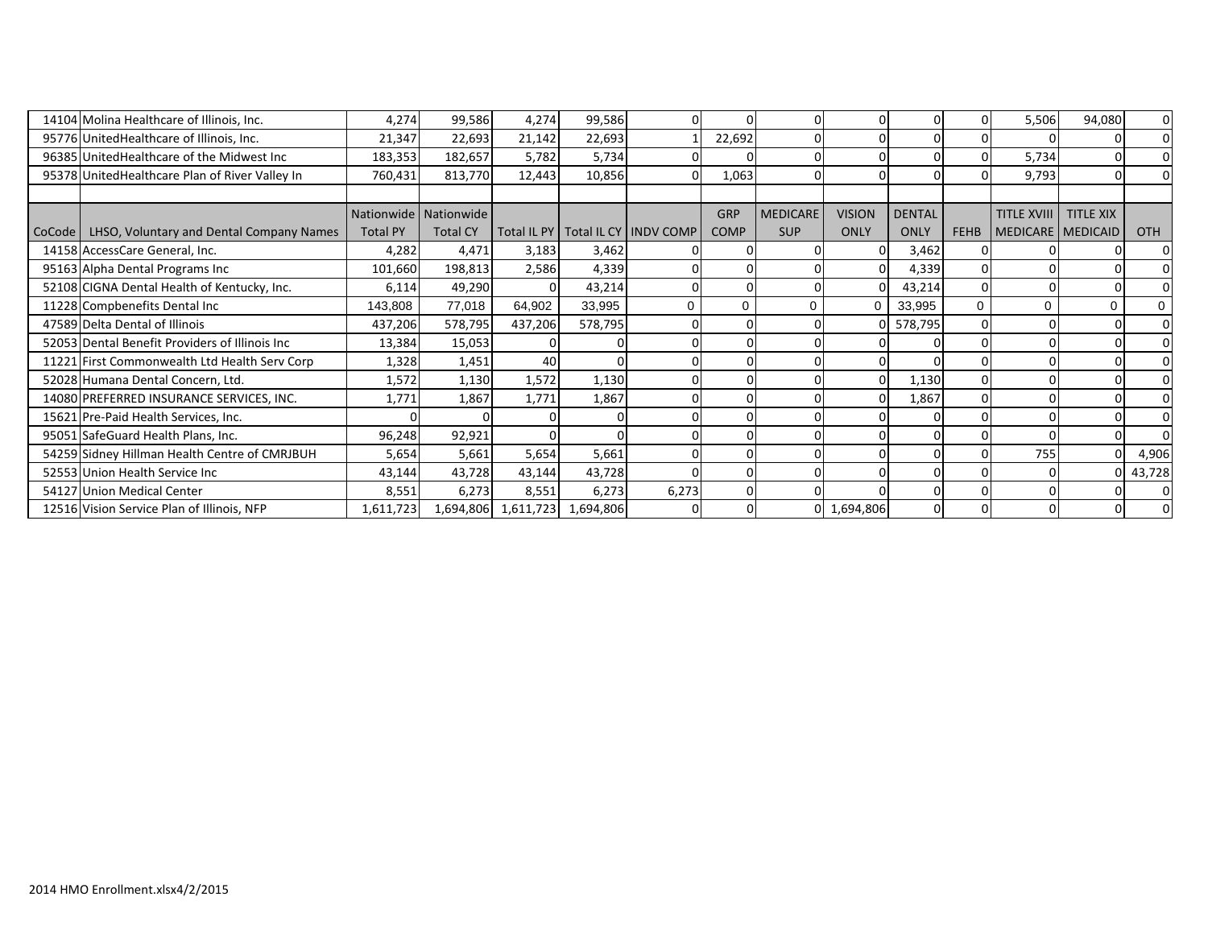| | | | | | | | | | | | | | | |
|---|---|---|---|---|---|---|---|---|---|---|---|---|---|---|
| 14104 | Molina Healthcare of Illinois, Inc. | 4,274 | 99,586 | 4,274 | 99,586 | 0 | 0 | 0 | 0 | 0 | 0 | 5,506 | 94,080 | 0 |
| 95776 | UnitedHealthcare of Illinois, Inc. | 21,347 | 22,693 | 21,142 | 22,693 | 1 | 22,692 | 0 | 0 | 0 | 0 | 0 | 0 | 0 |
| 96385 | UnitedHealthcare of the Midwest Inc | 183,353 | 182,657 | 5,782 | 5,734 | 0 | 0 | 0 | 0 | 0 | 0 | 5,734 | 0 | 0 |
| 95378 | UnitedHealthcare Plan of River Valley In | 760,431 | 813,770 | 12,443 | 10,856 | 0 | 1,063 | 0 | 0 | 0 | 0 | 9,793 | 0 | 0 |

| CoCode | LHSO, Voluntary and Dental Company Names | Nationwide Total PY | Nationwide Total CY | Total IL PY | Total IL CY | INDV COMP | GRP COMP | MEDICARE SUP | VISION ONLY | DENTAL ONLY | FEHB | TITLE XVIII MEDICARE | TITLE XIX MEDICAID | OTH |
|---|---|---|---|---|---|---|---|---|---|---|---|---|---|---|
| 14158 | AccessCare General, Inc. | 4,282 | 4,471 | 3,183 | 3,462 | 0 | 0 | 0 | 0 | 3,462 | 0 | 0 | 0 | 0 |
| 95163 | Alpha Dental Programs Inc | 101,660 | 198,813 | 2,586 | 4,339 | 0 | 0 | 0 | 0 | 4,339 | 0 | 0 | 0 | 0 |
| 52108 | CIGNA Dental Health of Kentucky, Inc. | 6,114 | 49,290 | 0 | 43,214 | 0 | 0 | 0 | 0 | 43,214 | 0 | 0 | 0 | 0 |
| 11228 | Compbenefits Dental Inc | 143,808 | 77,018 | 64,902 | 33,995 | 0 | 0 | 0 | 0 | 33,995 | 0 | 0 | 0 | 0 |
| 47589 | Delta Dental of Illinois | 437,206 | 578,795 | 437,206 | 578,795 | 0 | 0 | 0 | 0 | 578,795 | 0 | 0 | 0 | 0 |
| 52053 | Dental Benefit Providers of Illinois Inc | 13,384 | 15,053 | 0 | 0 | 0 | 0 | 0 | 0 | 0 | 0 | 0 | 0 | 0 |
| 11221 | First Commonwealth Ltd Health Serv Corp | 1,328 | 1,451 | 40 | 0 | 0 | 0 | 0 | 0 | 0 | 0 | 0 | 0 | 0 |
| 52028 | Humana Dental Concern, Ltd. | 1,572 | 1,130 | 1,572 | 1,130 | 0 | 0 | 0 | 0 | 1,130 | 0 | 0 | 0 | 0 |
| 14080 | PREFERRED INSURANCE SERVICES, INC. | 1,771 | 1,867 | 1,771 | 1,867 | 0 | 0 | 0 | 0 | 1,867 | 0 | 0 | 0 | 0 |
| 15621 | Pre-Paid Health Services, Inc. | 0 | 0 | 0 | 0 | 0 | 0 | 0 | 0 | 0 | 0 | 0 | 0 | 0 |
| 95051 | SafeGuard Health Plans, Inc. | 96,248 | 92,921 | 0 | 0 | 0 | 0 | 0 | 0 | 0 | 0 | 0 | 0 | 0 |
| 54259 | Sidney Hillman Health Centre of CMRJBUH | 5,654 | 5,661 | 5,654 | 5,661 | 0 | 0 | 0 | 0 | 0 | 0 | 755 | 0 | 4,906 |
| 52553 | Union Health Service Inc | 43,144 | 43,728 | 43,144 | 43,728 | 0 | 0 | 0 | 0 | 0 | 0 | 0 | 0 | 43,728 |
| 54127 | Union Medical Center | 8,551 | 6,273 | 8,551 | 6,273 | 6,273 | 0 | 0 | 0 | 0 | 0 | 0 | 0 | 0 |
| 12516 | Vision Service Plan of Illinois, NFP | 1,611,723 | 1,694,806 | 1,611,723 | 1,694,806 | 0 | 0 | 0 | 1,694,806 | 0 | 0 | 0 | 0 | 0 |

2014 HMO Enrollment.xlsx4/2/2015